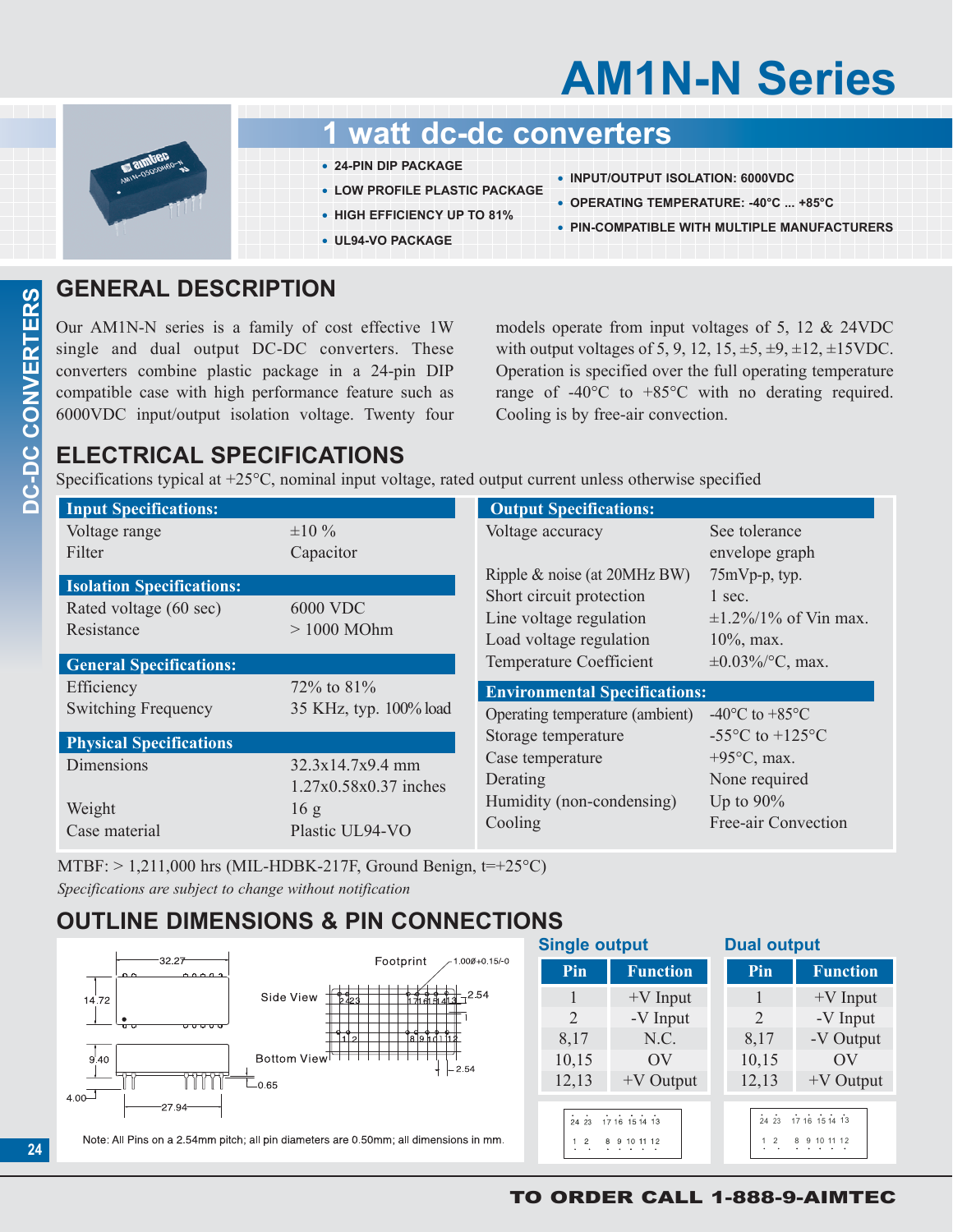# AM1N-N Series

## 1 watt dc-dc converters

- 24-PIN DIP PACKAGE
- LOW PROFILE PLASTIC PACKAGE
- HIGH EFFICIENCY UP TO 81%
- UL94-VO PACKAGE
- INPUT/OUTPUT ISOLATION: 6000VDC
- OPERATING TEMPERATURE: -40°C ... +85°C
- PIN-COMPATIBLE WITH MULTIPLE MANUFACTURERS

## GENERAL DESCRIPTION

Our AM1N-N series is a family of cost effective 1W single and dual output DC-DC converters. These converters combine plastic package in a 24-pin DIP compatible case with high performance feature such as 6000VDC input/output isolation voltage. Twenty four models operate from input voltages of 5, 12 & 24VDC with output voltages of 5, 9, 12, 15, ±5, ±9, ±12, ±15VDC. Operation is specified over the full operating temperature range of -40°C to +85°C with no derating required. Cooling is by free-air convection.

## ELECTRICAL SPECIFICATIONS

Specifications typical at +25°C, nominal input voltage, rated output current unless otherwise specified

| **Input Specifications:** | |
|---|---|
| Voltage range | ±10 % |
| Filter | Capacitor |
| **Isolation Specifications:** | |
| Rated voltage (60 sec) | 6000 VDC |
| Resistance | > 1000 MOhm |
| **General Specifications:** | |
| Efficiency | 72% to 81% |
| Switching Frequency | 35 KHz, typ. 100% load |
| **Physical Specifications** | |
| Dimensions | 32.3x14.7x9.4 mm<br>1.27x0.58x0.37 inches |
| Weight | 16 g |
| Case material | Plastic UL94-VO |

| **Output Specifications:** | |
|---|---|
| Voltage accuracy | See tolerance envelope graph |
| Ripple & noise (at 20MHz BW) | 75mVp-p, typ. |
| Short circuit protection | 1 sec. |
| Line voltage regulation | ±1.2%/1% of Vin max. |
| Load voltage regulation | 10%, max. |
| Temperature Coefficient | ±0.03%/°C, max. |
| **Environmental Specifications:** | |
| Operating temperature (ambient) | -40°C to +85°C |
| Storage temperature | -55°C to +125°C |
| Case temperature | +95°C, max. |
| Derating | None required |
| Humidity (non-condensing) | Up to 90% |
| Cooling | Free-air Convection |

MTBF: > 1,211,000 hrs (MIL-HDBK-217F, Ground Benign, t=+25°C)

*Specifications are subject to change without notification*

## OUTLINE DIMENSIONS & PIN CONNECTIONS

Note: All Pins on a 2.54mm pitch; all pin diameters are 0.50mm; all dimensions in mm.

### Single output

| Pin | Function |
|---|---|
| 1 | +V Input |
| 2 | -V Input |
| 8,17 | N.C. |
| 10,15 | OV |
| 12,13 | +V Output |

### Dual output

| Pin | Function |
|---|---|
| 1 | +V Input |
| 2 | -V Input |
| 8,17 | -V Output |
| 10,15 | OV |
| 12,13 | +V Output |

TO ORDER CALL 1-888-9-AIMTEC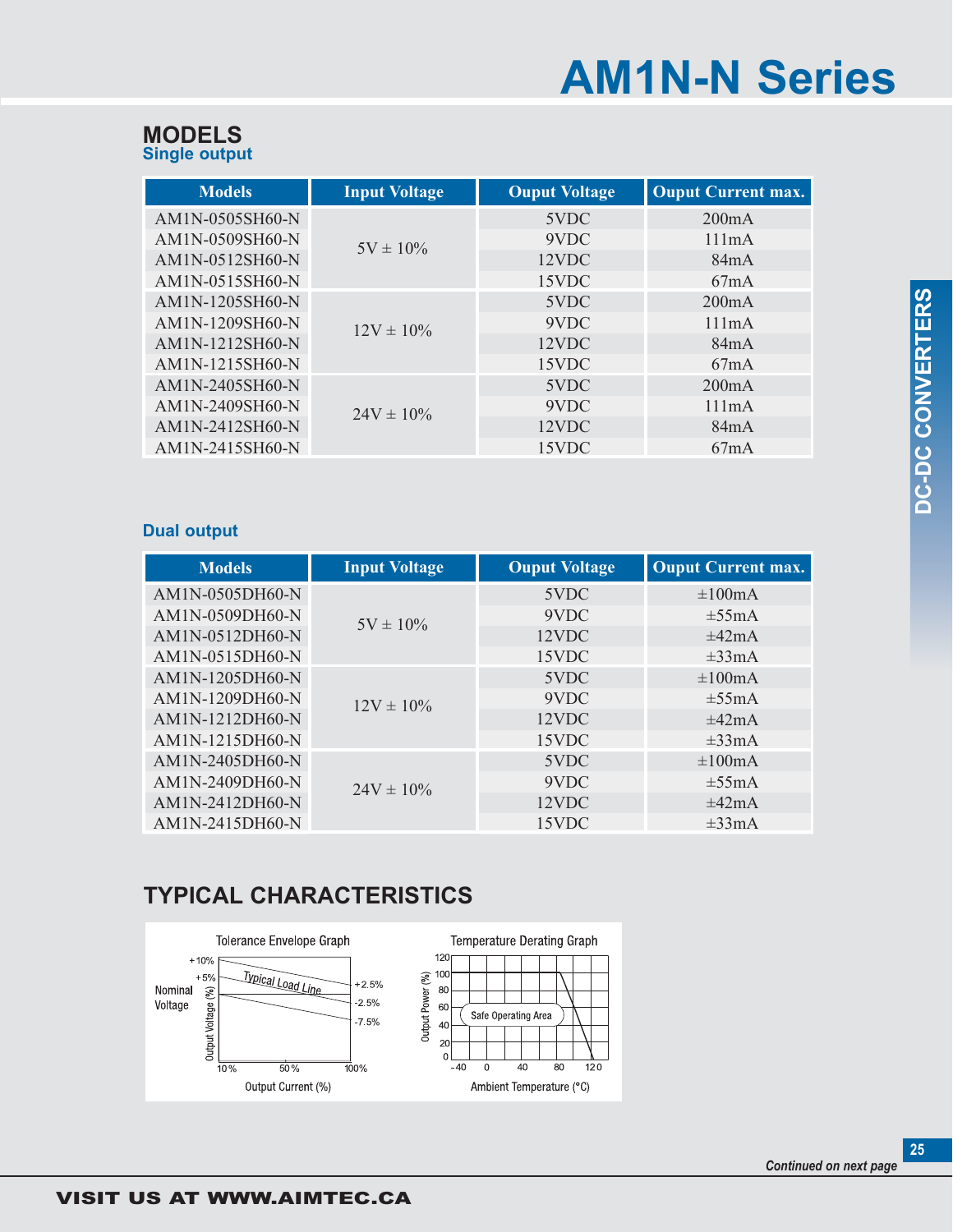# AM1N-N Series

## MODELS

### Single output

| Models | Input Voltage | Ouput Voltage | Ouput Current max. |
|---|---|---|---|
| AM1N-0505SH60-N | 5V ± 10% | 5VDC | 200mA |
| AM1N-0509SH60-N | | 9VDC | 111mA |
| AM1N-0512SH60-N | | 12VDC | 84mA |
| AM1N-0515SH60-N | | 15VDC | 67mA |
| AM1N-1205SH60-N | 12V ± 10% | 5VDC | 200mA |
| AM1N-1209SH60-N | | 9VDC | 111mA |
| AM1N-1212SH60-N | | 12VDC | 84mA |
| AM1N-1215SH60-N | | 15VDC | 67mA |
| AM1N-2405SH60-N | 24V ± 10% | 5VDC | 200mA |
| AM1N-2409SH60-N | | 9VDC | 111mA |
| AM1N-2412SH60-N | | 12VDC | 84mA |
| AM1N-2415SH60-N | | 15VDC | 67mA |

### Dual output

| Models | Input Voltage | Ouput Voltage | Ouput Current max. |
|---|---|---|---|
| AM1N-0505DH60-N | 5V ± 10% | 5VDC | ±100mA |
| AM1N-0509DH60-N | | 9VDC | ±55mA |
| AM1N-0512DH60-N | | 12VDC | ±42mA |
| AM1N-0515DH60-N | | 15VDC | ±33mA |
| AM1N-1205DH60-N | 12V ± 10% | 5VDC | ±100mA |
| AM1N-1209DH60-N | | 9VDC | ±55mA |
| AM1N-1212DH60-N | | 12VDC | ±42mA |
| AM1N-1215DH60-N | | 15VDC | ±33mA |
| AM1N-2405DH60-N | 24V ± 10% | 5VDC | ±100mA |
| AM1N-2409DH60-N | | 9VDC | ±55mA |
| AM1N-2412DH60-N | | 12VDC | ±42mA |
| AM1N-2415DH60-N | | 15VDC | ±33mA |

## TYPICAL CHARACTERISTICS

Tolerance Envelope Graph

Temperature Derating Graph

*Continued on next page*

**VISIT US AT WWW.AIMTEC.CA**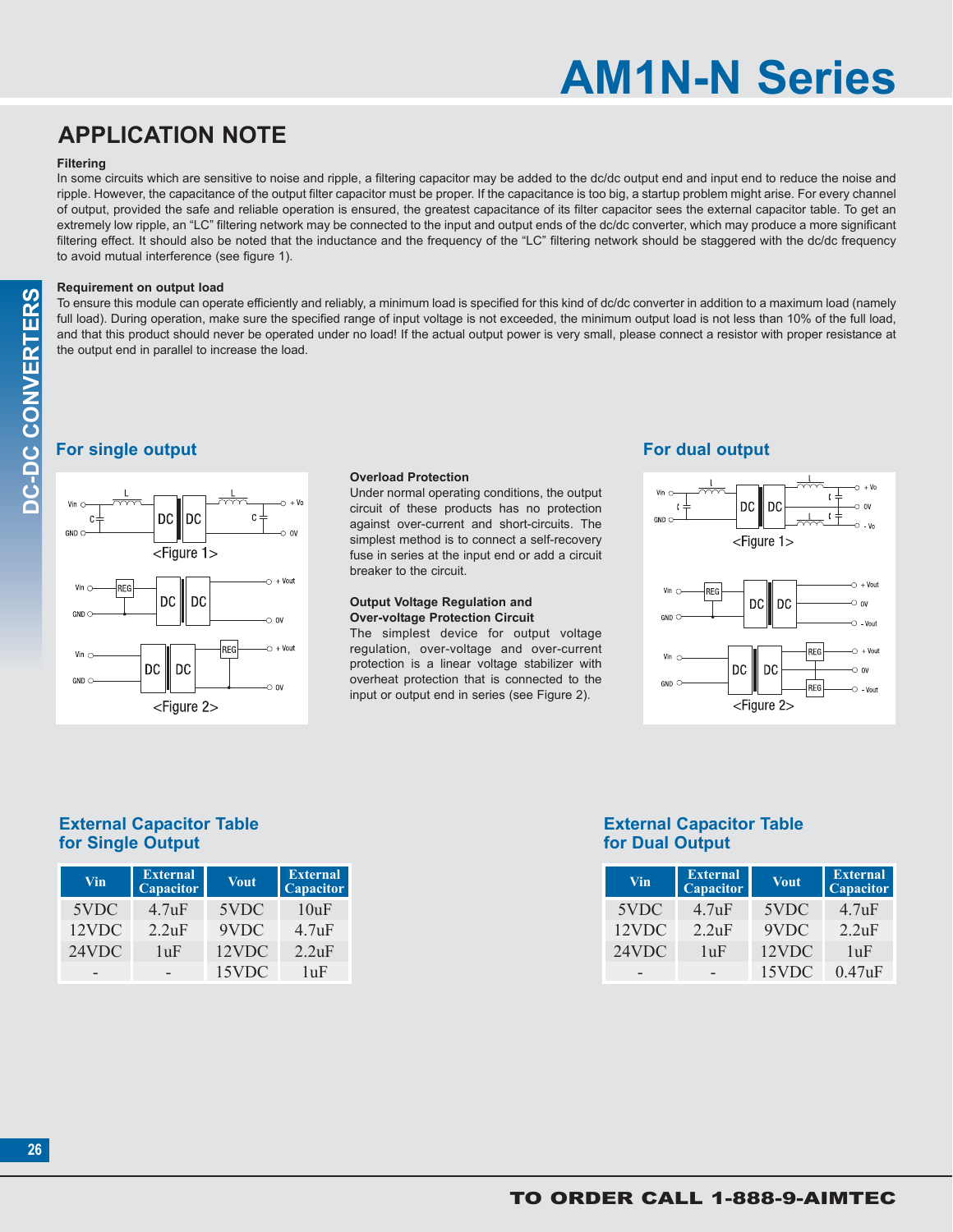# AM1N-N Series

## APPLICATION NOTE

### Filtering

In some circuits which are sensitive to noise and ripple, a filtering capacitor may be added to the dc/dc output end and input end to reduce the noise and ripple. However, the capacitance of the output filter capacitor must be proper. If the capacitance is too big, a startup problem might arise. For every channel of output, provided the safe and reliable operation is ensured, the greatest capacitance of its filter capacitor sees the external capacitor table. To get an extremely low ripple, an "LC" filtering network may be connected to the input and output ends of the dc/dc converter, which may produce a more significant filtering effect. It should also be noted that the inductance and the frequency of the "LC" filtering network should be staggered with the dc/dc frequency to avoid mutual interference (see figure 1).

### Requirement on output load

To ensure this module can operate efficiently and reliably, a minimum load is specified for this kind of dc/dc converter in addition to a maximum load (namely full load). During operation, make sure the specified range of input voltage is not exceeded, the minimum output load is not less than 10% of the full load, and that this product should never be operated under no load! If the actual output power is very small, please connect a resistor with proper resistance at the output end in parallel to increase the load.

### For single output

<Figure 1>

<Figure 2>

### Overload Protection

Under normal operating conditions, the output circuit of these products has no protection against over-current and short-circuits. The simplest method is to connect a self-recovery fuse in series at the input end or add a circuit breaker to the circuit.

### Output Voltage Regulation and Over-voltage Protection Circuit

The simplest device for output voltage regulation, over-voltage and over-current protection is a linear voltage stabilizer with overheat protection that is connected to the input or output end in series (see Figure 2).

### For dual output

<Figure 1>

<Figure 2>

### External Capacitor Table for Single Output

| Vin | External Capacitor | Vout | External Capacitor |
|---|---|---|---|
| 5VDC | 4.7uF | 5VDC | 10uF |
| 12VDC | 2.2uF | 9VDC | 4.7uF |
| 24VDC | 1uF | 12VDC | 2.2uF |
| - | - | 15VDC | 1uF |

### External Capacitor Table for Dual Output

| Vin | External Capacitor | Vout | External Capacitor |
|---|---|---|---|
| 5VDC | 4.7uF | 5VDC | 4.7uF |
| 12VDC | 2.2uF | 9VDC | 2.2uF |
| 24VDC | 1uF | 12VDC | 1uF |
| - | - | 15VDC | 0.47uF |